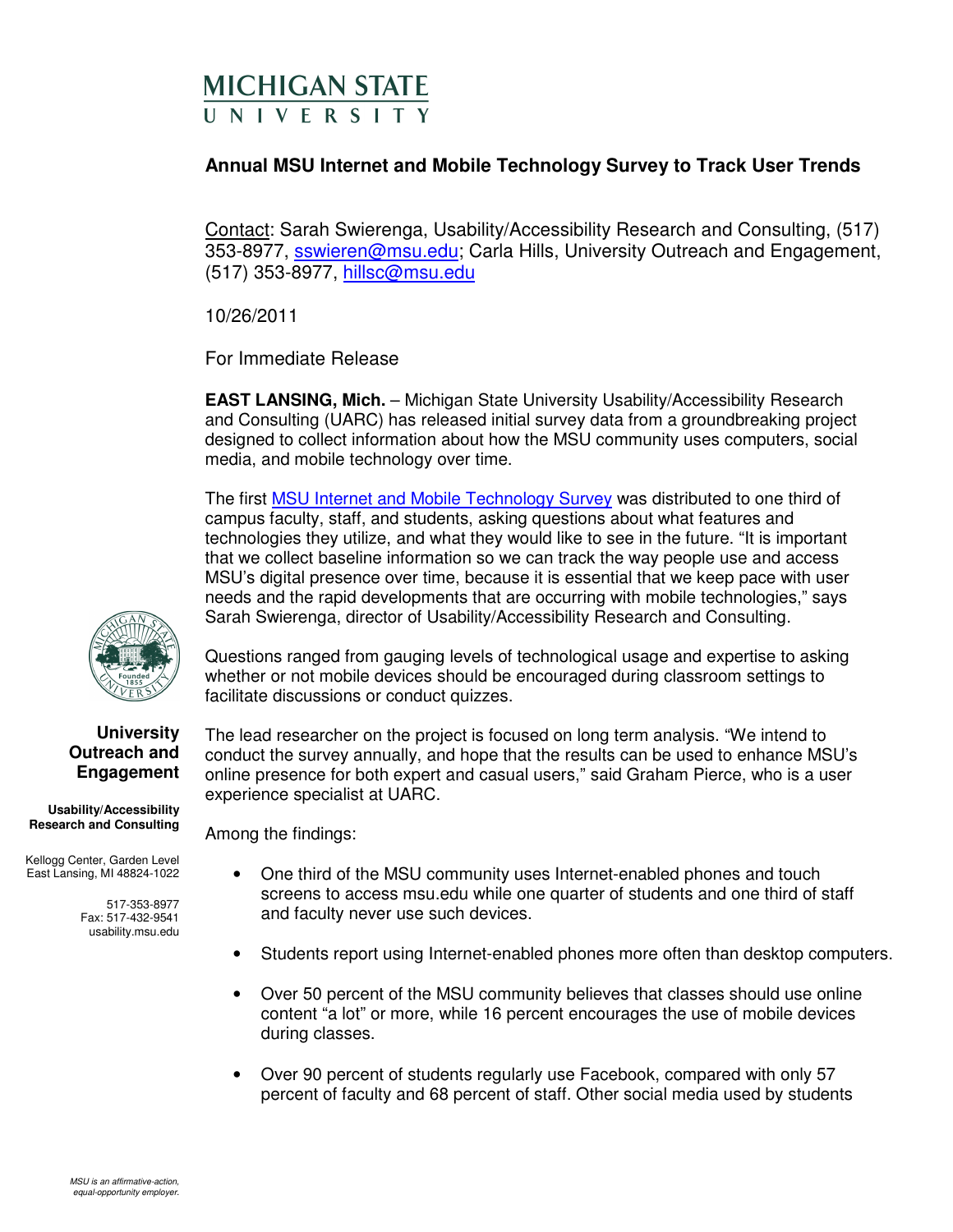MICHIGAN STATE UNIVERSITY

## Annual MSU Internet and Mobile Technology Survey to Track User Trends

Contact: Sarah Swierenga, Usability/Accessibility Research and Consulting, (517) 353-8977, sswieren@msu.edu; Carla Hills, University Outreach and Engagement, (517) 353-8977, hillsc@msu.edu

10/26/2011

For Immediate Release

**EAST LANSING, Mich.** – Michigan State University Usability/Accessibility Research and Consulting (UARC) has released initial survey data from a groundbreaking project designed to collect information about how the MSU community uses computers, social media, and mobile technology over time.

The first MSU Internet and Mobile Technology Survey was distributed to one third of campus faculty, staff, and students, asking questions about what features and technologies they utilize, and what they would like to see in the future. "It is important that we collect baseline information so we can track the way people use and access MSU's digital presence over time, because it is essential that we keep pace with user needs and the rapid developments that are occurring with mobile technologies," says Sarah Swierenga, director of Usability/Accessibility Research and Consulting.

Questions ranged from gauging levels of technological usage and expertise to asking whether or not mobile devices should be encouraged during classroom settings to facilitate discussions or conduct quizzes.

The lead researcher on the project is focused on long term analysis. "We intend to conduct the survey annually, and hope that the results can be used to enhance MSU's online presence for both expert and casual users," said Graham Pierce, who is a user experience specialist at UARC.

Among the findings:

- One third of the MSU community uses Internet-enabled phones and touch screens to access msu.edu while one quarter of students and one third of staff and faculty never use such devices.
- Students report using Internet-enabled phones more often than desktop computers.
- Over 50 percent of the MSU community believes that classes should use online content "a lot" or more, while 16 percent encourages the use of mobile devices during classes.
- Over 90 percent of students regularly use Facebook, compared with only 57 percent of faculty and 68 percent of staff. Other social media used by students

**University Outreach and Engagement**

**Usability/Accessibility Research and Consulting**

Kellogg Center, Garden Level
East Lansing, MI 48824-1022

517-353-8977
Fax: 517-432-9541
usability.msu.edu

*MSU is an affirmative-action, equal-opportunity employer.*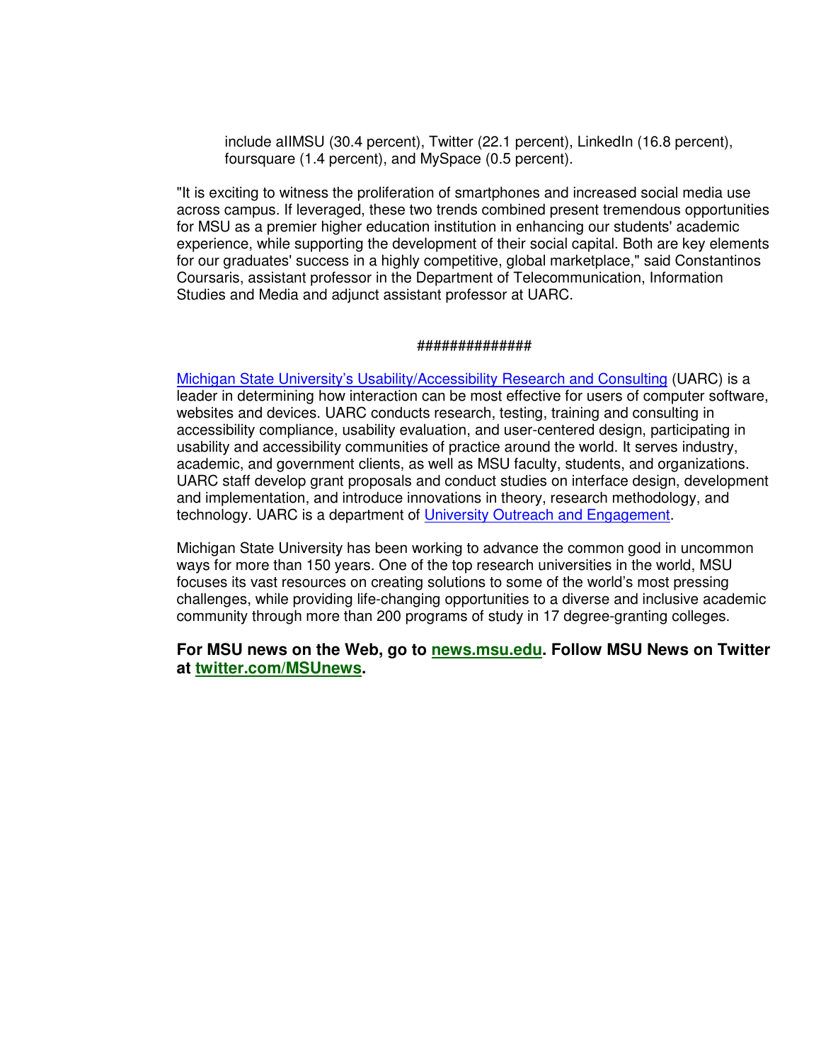include aIIMSU (30.4 percent), Twitter (22.1 percent), LinkedIn (16.8 percent), foursquare (1.4 percent), and MySpace (0.5 percent).

"It is exciting to witness the proliferation of smartphones and increased social media use across campus. If leveraged, these two trends combined present tremendous opportunities for MSU as a premier higher education institution in enhancing our students' academic experience, while supporting the development of their social capital. Both are key elements for our graduates' success in a highly competitive, global marketplace," said Constantinos Coursaris, assistant professor in the Department of Telecommunication, Information Studies and Media and adjunct assistant professor at UARC.

##############

Michigan State University's Usability/Accessibility Research and Consulting (UARC) is a leader in determining how interaction can be most effective for users of computer software, websites and devices. UARC conducts research, testing, training and consulting in accessibility compliance, usability evaluation, and user-centered design, participating in usability and accessibility communities of practice around the world. It serves industry, academic, and government clients, as well as MSU faculty, students, and organizations. UARC staff develop grant proposals and conduct studies on interface design, development and implementation, and introduce innovations in theory, research methodology, and technology. UARC is a department of University Outreach and Engagement.

Michigan State University has been working to advance the common good in uncommon ways for more than 150 years. One of the top research universities in the world, MSU focuses its vast resources on creating solutions to some of the world's most pressing challenges, while providing life-changing opportunities to a diverse and inclusive academic community through more than 200 programs of study in 17 degree-granting colleges.

**For MSU news on the Web, go to news.msu.edu. Follow MSU News on Twitter at twitter.com/MSUnews.**